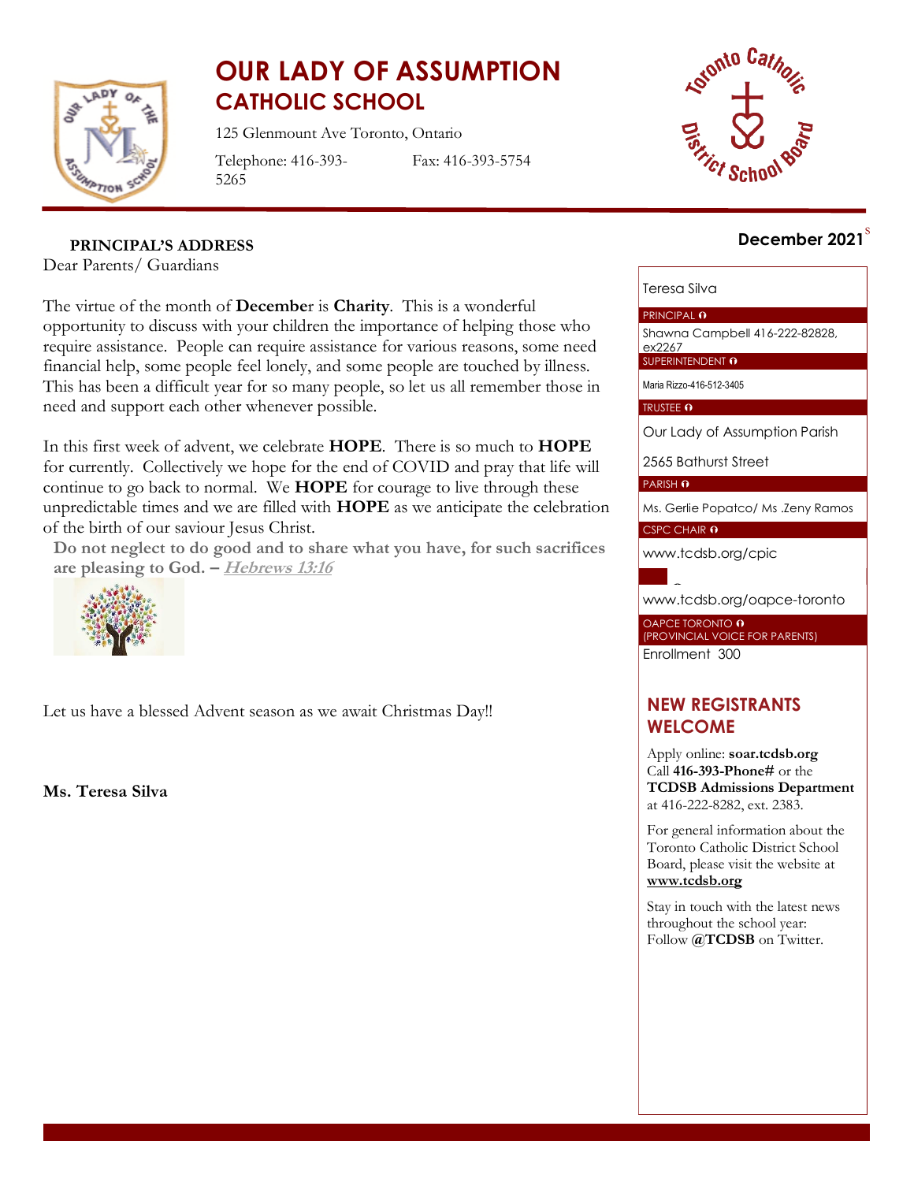# OUR LADY OF ASSUMPTION CATHOLIC SCHOOL

125 Glenmount Ave Toronto, Ontario

Telephone: 416-393-5265 Fax: 416-393-5754

**December 2021**

## PRINCIPAL'S ADDRESS

Dear Parents/ Guardians

The virtue of the month of **December** is **Charity**. This is a wonderful opportunity to discuss with your children the importance of helping those who require assistance. People can require assistance for various reasons, some need financial help, some people feel lonely, and some people are touched by illness. This has been a difficult year for so many people, so let us all remember those in need and support each other whenever possible.

In this first week of advent, we celebrate **HOPE**. There is so much to **HOPE** for currently. Collectively we hope for the end of COVID and pray that life will continue to go back to normal. We **HOPE** for courage to live through these unpredictable times and we are filled with **HOPE** as we anticipate the celebration of the birth of our saviour Jesus Christ.

**Do not neglect to do good and to share what you have, for such sacrifices are pleasing to God. – *Hebrews 13:16***

Let us have a blessed Advent season as we await Christmas Day!!

**Ms. Teresa Silva**

---

Teresa Silva

PRINCIPAL

Shawna Campbell 416-222-82828, ex2267

SUPERINTENDENT

Maria Rizzo-416-512-3405

TRUSTEE

Our Lady of Assumption Parish

2565 Bathurst Street

PARISH

Ms. Gerlie Popatco/ Ms .Zeny Ramos

CSPC CHAIR

www.tcdsb.org/cpic

www.tcdsb.org/oapce-toronto

OAPCE TORONTO (PROVINCIAL VOICE FOR PARENTS)

Enrollment 300

## NEW REGISTRANTS WELCOME

Apply online: **soar.tcdsb.org** Call **416-393-Phone#** or the **TCDSB Admissions Department** at 416-222-8282, ext. 2383.

For general information about the Toronto Catholic District School Board, please visit the website at **www.tcdsb.org**

Stay in touch with the latest news throughout the school year: Follow **@TCDSB** on Twitter.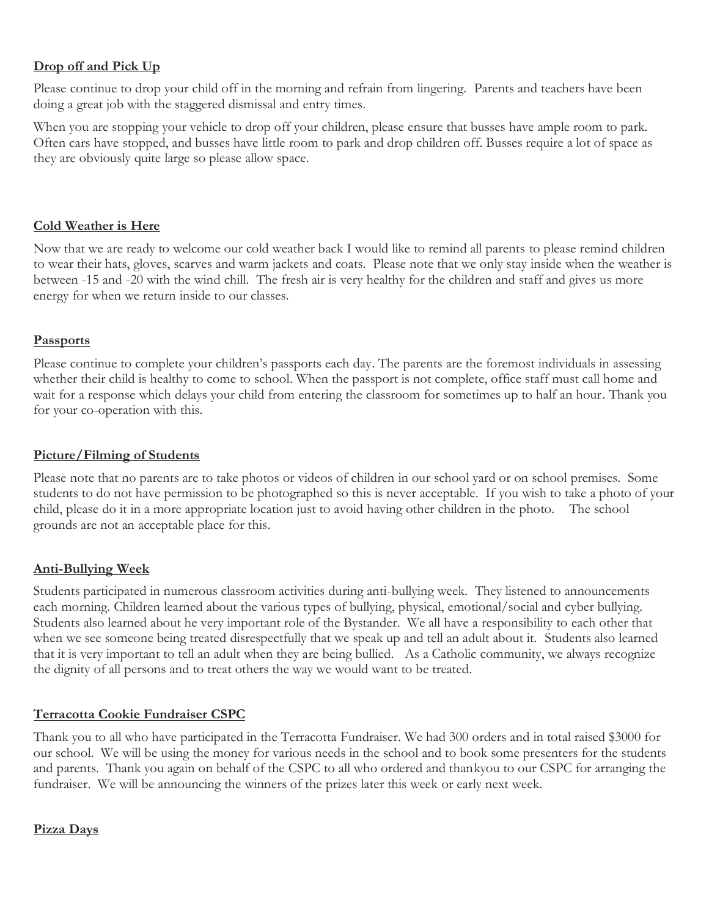**Drop off and Pick Up**

Please continue to drop your child off in the morning and refrain from lingering. Parents and teachers have been doing a great job with the staggered dismissal and entry times.

When you are stopping your vehicle to drop off your children, please ensure that busses have ample room to park. Often cars have stopped, and busses have little room to park and drop children off. Busses require a lot of space as they are obviously quite large so please allow space.

**Cold Weather is Here**

Now that we are ready to welcome our cold weather back I would like to remind all parents to please remind children to wear their hats, gloves, scarves and warm jackets and coats. Please note that we only stay inside when the weather is between -15 and -20 with the wind chill. The fresh air is very healthy for the children and staff and gives us more energy for when we return inside to our classes.

**Passports**

Please continue to complete your children's passports each day. The parents are the foremost individuals in assessing whether their child is healthy to come to school. When the passport is not complete, office staff must call home and wait for a response which delays your child from entering the classroom for sometimes up to half an hour. Thank you for your co-operation with this.

**Picture/Filming of Students**

Please note that no parents are to take photos or videos of children in our school yard or on school premises. Some students to do not have permission to be photographed so this is never acceptable. If you wish to take a photo of your child, please do it in a more appropriate location just to avoid having other children in the photo. The school grounds are not an acceptable place for this.

**Anti-Bullying Week**

Students participated in numerous classroom activities during anti-bullying week. They listened to announcements each morning. Children learned about the various types of bullying, physical, emotional/social and cyber bullying. Students also learned about he very important role of the Bystander. We all have a responsibility to each other that when we see someone being treated disrespectfully that we speak up and tell an adult about it. Students also learned that it is very important to tell an adult when they are being bullied. As a Catholic community, we always recognize the dignity of all persons and to treat others the way we would want to be treated.

**Terracotta Cookie Fundraiser CSPC**

Thank you to all who have participated in the Terracotta Fundraiser. We had 300 orders and in total raised $3000 for our school. We will be using the money for various needs in the school and to book some presenters for the students and parents. Thank you again on behalf of the CSPC to all who ordered and thankyou to our CSPC for arranging the fundraiser. We will be announcing the winners of the prizes later this week or early next week.

**Pizza Days**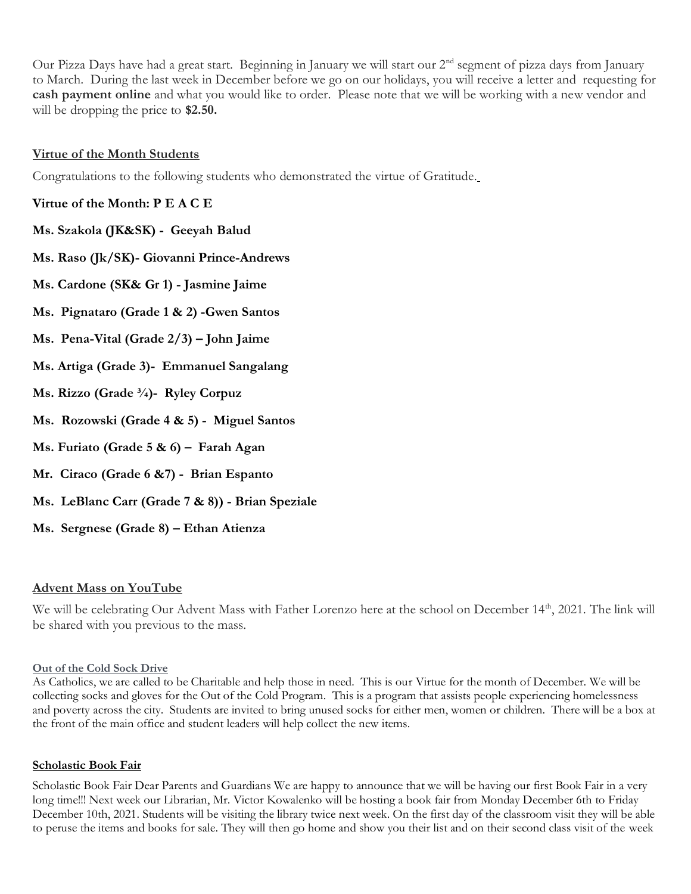Our Pizza Days have had a great start. Beginning in January we will start our 2nd segment of pizza days from January to March. During the last week in December before we go on our holidays, you will receive a letter and requesting for **cash payment online** and what you would like to order. Please note that we will be working with a new vendor and will be dropping the price to **$2.50.**

## Virtue of the Month Students

Congratulations to the following students who demonstrated the virtue of Gratitude.

**Virtue of the Month: P E A C E**

**Ms. Szakola (JK&SK) - Geeyah Balud**

**Ms. Raso (Jk/SK)- Giovanni Prince-Andrews**

**Ms. Cardone (SK& Gr 1) - Jasmine Jaime**

**Ms. Pignataro (Grade 1 & 2) -Gwen Santos**

**Ms. Pena-Vital (Grade 2/3) – John Jaime**

**Ms. Artiga (Grade 3)- Emmanuel Sangalang**

**Ms. Rizzo (Grade ¾)- Ryley Corpuz**

**Ms. Rozowski (Grade 4 & 5) - Miguel Santos**

**Ms. Furiato (Grade 5 & 6) – Farah Agan**

**Mr. Ciraco (Grade 6 &7) - Brian Espanto**

**Ms. LeBlanc Carr (Grade 7 & 8)) - Brian Speziale**

**Ms. Sergnese (Grade 8) – Ethan Atienza**

## Advent Mass on YouTube

We will be celebrating Our Advent Mass with Father Lorenzo here at the school on December 14th, 2021. The link will be shared with you previous to the mass.

## Out of the Cold Sock Drive

As Catholics, we are called to be Charitable and help those in need. This is our Virtue for the month of December. We will be collecting socks and gloves for the Out of the Cold Program. This is a program that assists people experiencing homelessness and poverty across the city. Students are invited to bring unused socks for either men, women or children. There will be a box at the front of the main office and student leaders will help collect the new items.

## Scholastic Book Fair

Scholastic Book Fair Dear Parents and Guardians We are happy to announce that we will be having our first Book Fair in a very long time!!! Next week our Librarian, Mr. Victor Kowalenko will be hosting a book fair from Monday December 6th to Friday December 10th, 2021. Students will be visiting the library twice next week. On the first day of the classroom visit they will be able to peruse the items and books for sale. They will then go home and show you their list and on their second class visit of the week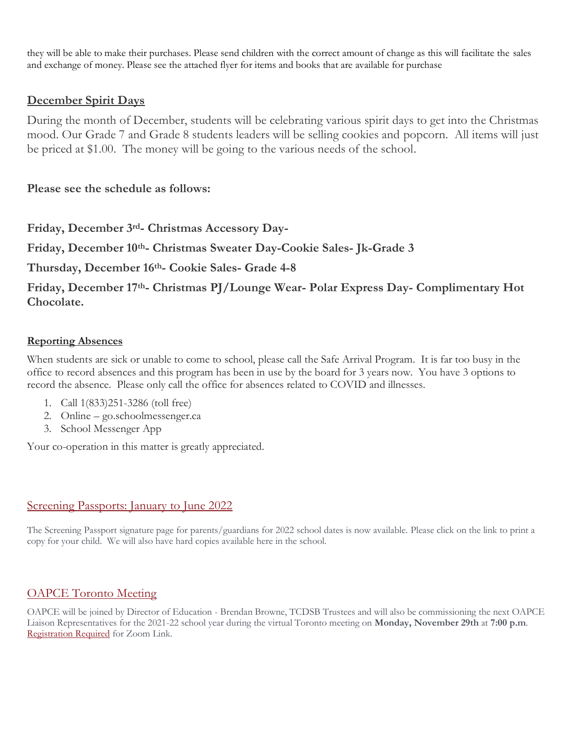they will be able to make their purchases. Please send children with the correct amount of change as this will facilitate the sales and exchange of money. Please see the attached flyer for items and books that are available for purchase

## December Spirit Days

During the month of December, students will be celebrating various spirit days to get into the Christmas mood. Our Grade 7 and Grade 8 students leaders will be selling cookies and popcorn. All items will just be priced at $1.00. The money will be going to the various needs of the school.

**Please see the schedule as follows:**

**Friday, December 3rd- Christmas Accessory Day-**

**Friday, December 10th- Christmas Sweater Day-Cookie Sales- Jk-Grade 3**

**Thursday, December 16th- Cookie Sales- Grade 4-8**

**Friday, December 17th- Christmas PJ/Lounge Wear- Polar Express Day- Complimentary Hot Chocolate.**

### Reporting Absences

When students are sick or unable to come to school, please call the Safe Arrival Program. It is far too busy in the office to record absences and this program has been in use by the board for 3 years now. You have 3 options to record the absence. Please only call the office for absences related to COVID and illnesses.

1. Call 1(833)251-3286 (toll free)
2. Online – go.schoolmessenger.ca
3. School Messenger App

Your co-operation in this matter is greatly appreciated.

## Screening Passports: January to June 2022

The Screening Passport signature page for parents/guardians for 2022 school dates is now available. Please click on the link to print a copy for your child. We will also have hard copies available here in the school.

## OAPCE Toronto Meeting

OAPCE will be joined by Director of Education - Brendan Browne, TCDSB Trustees and will also be commissioning the next OAPCE Liaison Representatives for the 2021-22 school year during the virtual Toronto meeting on **Monday, November 29th** at **7:00 p.m**. Registration Required for Zoom Link.